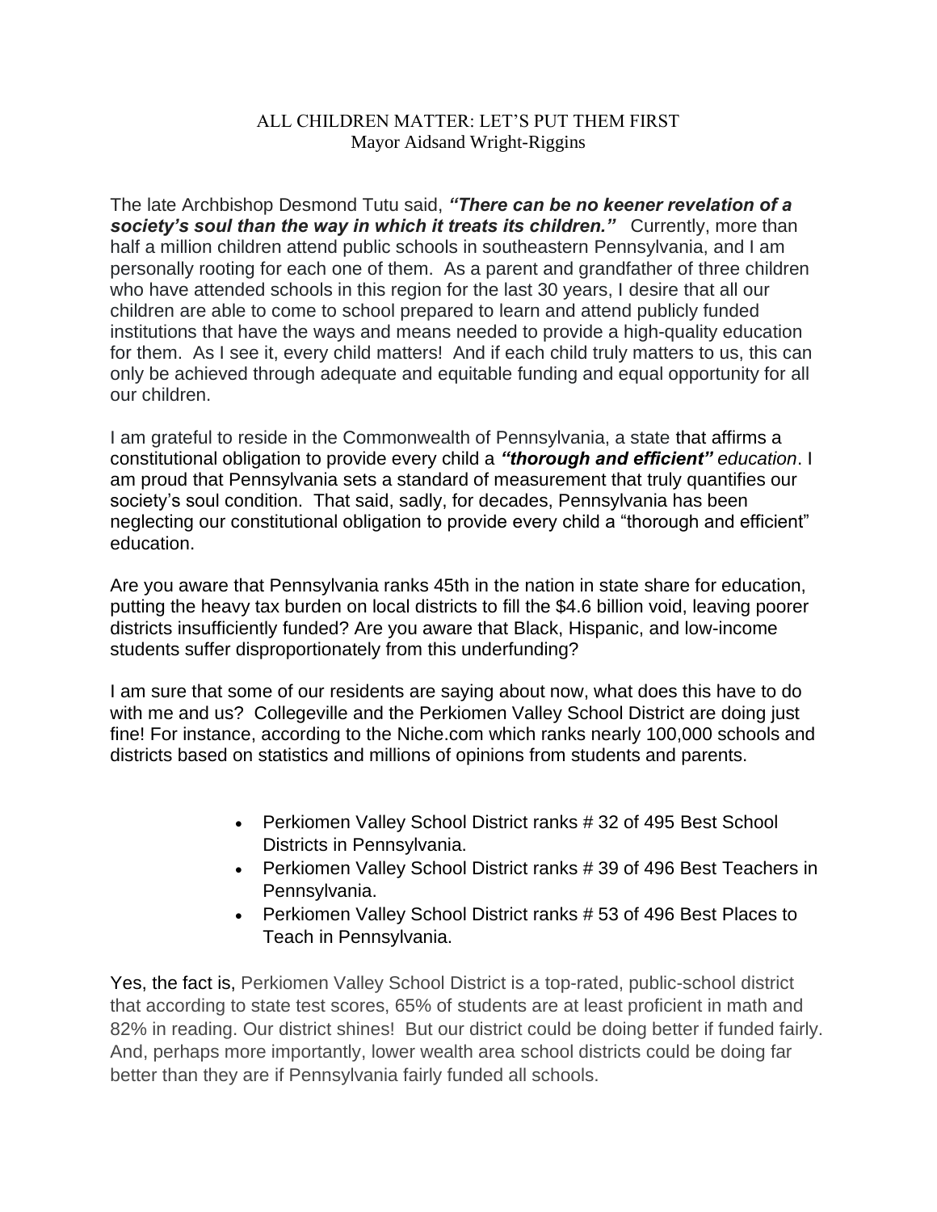# ALL CHILDREN MATTER: LET'S PUT THEM FIRST

Mayor Aidsand Wright-Riggins

The late Archbishop Desmond Tutu said, ***"There can be no keener revelation of a society's soul than the way in which it treats its children."*** Currently, more than half a million children attend public schools in southeastern Pennsylvania, and I am personally rooting for each one of them. As a parent and grandfather of three children who have attended schools in this region for the last 30 years, I desire that all our children are able to come to school prepared to learn and attend publicly funded institutions that have the ways and means needed to provide a high-quality education for them. As I see it, every child matters! And if each child truly matters to us, this can only be achieved through adequate and equitable funding and equal opportunity for all our children.

I am grateful to reside in the Commonwealth of Pennsylvania, a state that affirms a constitutional obligation to provide every child a ***"thorough and efficient"*** *education*. I am proud that Pennsylvania sets a standard of measurement that truly quantifies our society's soul condition. That said, sadly, for decades, Pennsylvania has been neglecting our constitutional obligation to provide every child a "thorough and efficient" education.

Are you aware that Pennsylvania ranks 45th in the nation in state share for education, putting the heavy tax burden on local districts to fill the $4.6 billion void, leaving poorer districts insufficiently funded? Are you aware that Black, Hispanic, and low-income students suffer disproportionately from this underfunding?

I am sure that some of our residents are saying about now, what does this have to do with me and us? Collegeville and the Perkiomen Valley School District are doing just fine! For instance, according to the Niche.com which ranks nearly 100,000 schools and districts based on statistics and millions of opinions from students and parents.

- Perkiomen Valley School District ranks # 32 of 495 Best School Districts in Pennsylvania.
- Perkiomen Valley School District ranks # 39 of 496 Best Teachers in Pennsylvania.
- Perkiomen Valley School District ranks # 53 of 496 Best Places to Teach in Pennsylvania.

Yes, the fact is, Perkiomen Valley School District is a top-rated, public-school district that according to state test scores, 65% of students are at least proficient in math and 82% in reading. Our district shines! But our district could be doing better if funded fairly. And, perhaps more importantly, lower wealth area school districts could be doing far better than they are if Pennsylvania fairly funded all schools.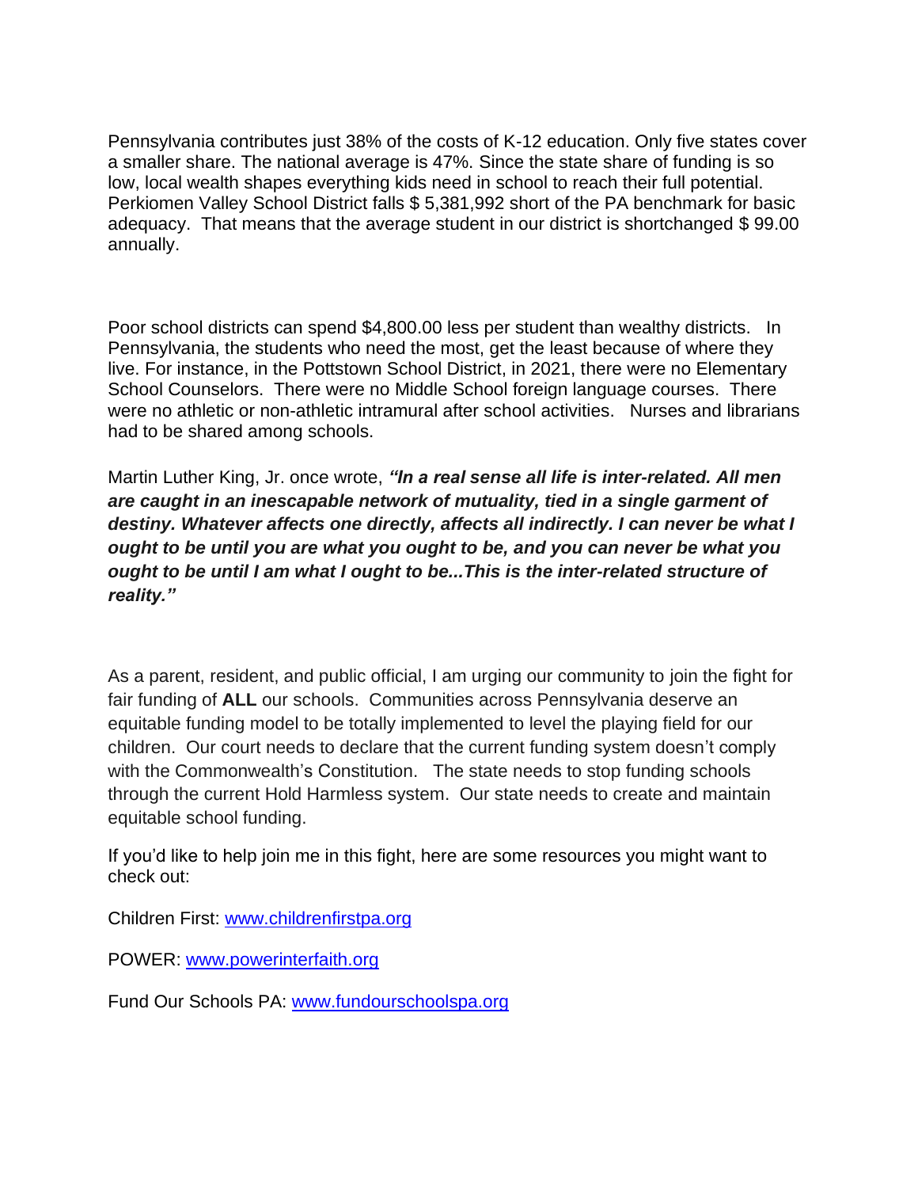Pennsylvania contributes just 38% of the costs of K-12 education. Only five states cover a smaller share. The national average is 47%. Since the state share of funding is so low, local wealth shapes everything kids need in school to reach their full potential. Perkiomen Valley School District falls $ 5,381,992 short of the PA benchmark for basic adequacy. That means that the average student in our district is shortchanged $ 99.00 annually.

Poor school districts can spend $4,800.00 less per student than wealthy districts. In Pennsylvania, the students who need the most, get the least because of where they live. For instance, in the Pottstown School District, in 2021, there were no Elementary School Counselors. There were no Middle School foreign language courses. There were no athletic or non-athletic intramural after school activities. Nurses and librarians had to be shared among schools.

Martin Luther King, Jr. once wrote, ***"In a real sense all life is inter-related. All men are caught in an inescapable network of mutuality, tied in a single garment of destiny. Whatever affects one directly, affects all indirectly. I can never be what I ought to be until you are what you ought to be, and you can never be what you ought to be until I am what I ought to be...This is the inter-related structure of reality."***

As a parent, resident, and public official, I am urging our community to join the fight for fair funding of **ALL** our schools. Communities across Pennsylvania deserve an equitable funding model to be totally implemented to level the playing field for our children. Our court needs to declare that the current funding system doesn't comply with the Commonwealth's Constitution. The state needs to stop funding schools through the current Hold Harmless system. Our state needs to create and maintain equitable school funding.

If you'd like to help join me in this fight, here are some resources you might want to check out:

Children First: [www.childrenfirstpa.org](www.childrenfirstpa.org)

POWER: [www.powerinterfaith.org](www.powerinterfaith.org)

Fund Our Schools PA: [www.fundourschoolspa.org](www.fundourschoolspa.org)